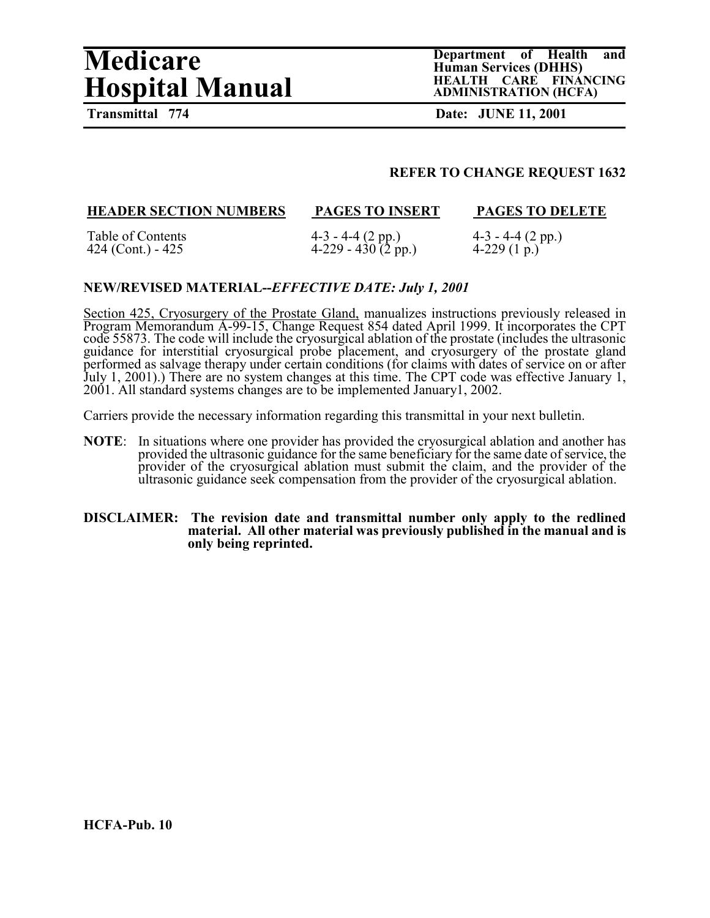# Medicare Hospital Manual

**Department of Health and Human Services (DHHS)**
**HEALTH CARE FINANCING ADMINISTRATION (HCFA)**

**Transmittal 774** **Date: JUNE 11, 2001**

**REFER TO CHANGE REQUEST 1632**

| HEADER SECTION NUMBERS | PAGES TO INSERT | PAGES TO DELETE |
|---|---|---|
| Table of Contents | 4-3 - 4-4 (2 pp.) | 4-3 - 4-4 (2 pp.) |
| 424 (Cont.) - 425 | 4-229 - 430 (2 pp.) | 4-229 (1 p.) |

**NEW/REVISED MATERIAL--*EFFECTIVE DATE: July 1, 2001***

Section 425, Cryosurgery of the Prostate Gland, manualizes instructions previously released in Program Memorandum A-99-15, Change Request 854 dated April 1999. It incorporates the CPT code 55873. The code will include the cryosurgical ablation of the prostate (includes the ultrasonic guidance for interstitial cryosurgical probe placement, and cryosurgery of the prostate gland performed as salvage therapy under certain conditions (for claims with dates of service on or after July 1, 2001).) There are no system changes at this time. The CPT code was effective January 1, 2001. All standard systems changes are to be implemented January1, 2002.

Carriers provide the necessary information regarding this transmittal in your next bulletin.

**NOTE**: In situations where one provider has provided the cryosurgical ablation and another has provided the ultrasonic guidance for the same beneficiary for the same date of service, the provider of the cryosurgical ablation must submit the claim, and the provider of the ultrasonic guidance seek compensation from the provider of the cryosurgical ablation.

**DISCLAIMER: The revision date and transmittal number only apply to the redlined material. All other material was previously published in the manual and is only being reprinted.**

**HCFA-Pub. 10**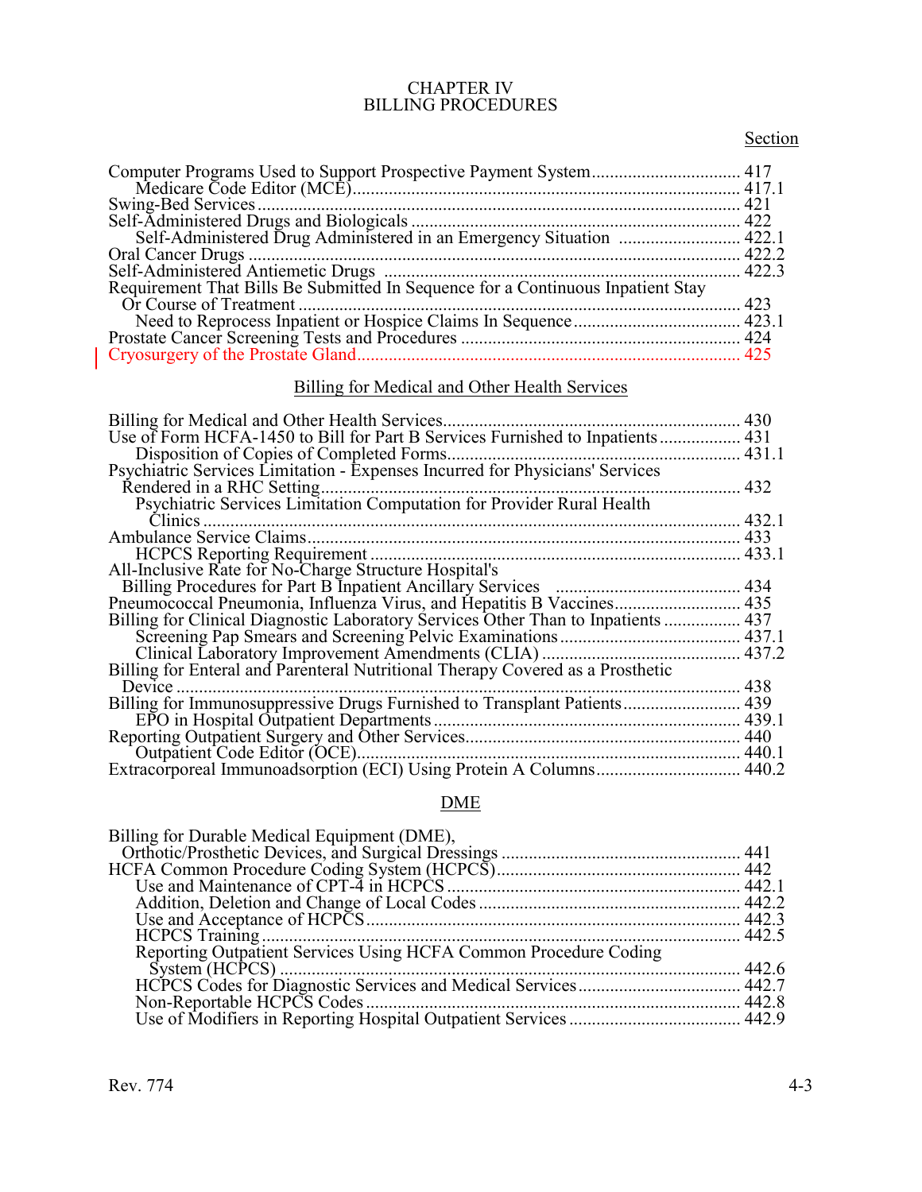# CHAPTER IV
# BILLING PROCEDURES

| | Section |
|---|---|
| Computer Programs Used to Support Prospective Payment System | 417 |
| Medicare Code Editor (MCE) | 417.1 |
| Swing-Bed Services | 421 |
| Self-Administered Drugs and Biologicals | 422 |
| Self-Administered Drug Administered in an Emergency Situation | 422.1 |
| Oral Cancer Drugs | 422.2 |
| Self-Administered Antiemetic Drugs | 422.3 |
| Requirement That Bills Be Submitted In Sequence for a Continuous Inpatient Stay Or Course of Treatment | 423 |
| Need to Reprocess Inpatient or Hospice Claims In Sequence | 423.1 |
| Prostate Cancer Screening Tests and Procedures | 424 |
| Cryosurgery of the Prostate Gland | 425 |

## Billing for Medical and Other Health Services

| | |
|---|---|
| Billing for Medical and Other Health Services | 430 |
| Use of Form HCFA-1450 to Bill for Part B Services Furnished to Inpatients | 431 |
| Disposition of Copies of Completed Forms | 431.1 |
| Psychiatric Services Limitation - Expenses Incurred for Physicians' Services Rendered in a RHC Setting | 432 |
| Psychiatric Services Limitation Computation for Provider Rural Health Clinics | 432.1 |
| Ambulance Service Claims | 433 |
| HCPCS Reporting Requirement | 433.1 |
| All-Inclusive Rate for No-Charge Structure Hospital's Billing Procedures for Part B Inpatient Ancillary Services | 434 |
| Pneumococcal Pneumonia, Influenza Virus, and Hepatitis B Vaccines | 435 |
| Billing for Clinical Diagnostic Laboratory Services Other Than to Inpatients | 437 |
| Screening Pap Smears and Screening Pelvic Examinations | 437.1 |
| Clinical Laboratory Improvement Amendments (CLIA) | 437.2 |
| Billing for Enteral and Parenteral Nutritional Therapy Covered as a Prosthetic Device | 438 |
| Billing for Immunosuppressive Drugs Furnished to Transplant Patients | 439 |
| EPO in Hospital Outpatient Departments | 439.1 |
| Reporting Outpatient Surgery and Other Services | 440 |
| Outpatient Code Editor (OCE) | 440.1 |
| Extracorporeal Immunoadsorption (ECI) Using Protein A Columns | 440.2 |

## DME

| | |
|---|---|
| Billing for Durable Medical Equipment (DME), Orthotic/Prosthetic Devices, and Surgical Dressings | 441 |
| HCFA Common Procedure Coding System (HCPCS) | 442 |
| Use and Maintenance of CPT-4 in HCPCS | 442.1 |
| Addition, Deletion and Change of Local Codes | 442.2 |
| Use and Acceptance of HCPCS | 442.3 |
| HCPCS Training | 442.5 |
| Reporting Outpatient Services Using HCFA Common Procedure Coding System (HCPCS) | 442.6 |
| HCPCS Codes for Diagnostic Services and Medical Services | 442.7 |
| Non-Reportable HCPCS Codes | 442.8 |
| Use of Modifiers in Reporting Hospital Outpatient Services | 442.9 |

Rev. 774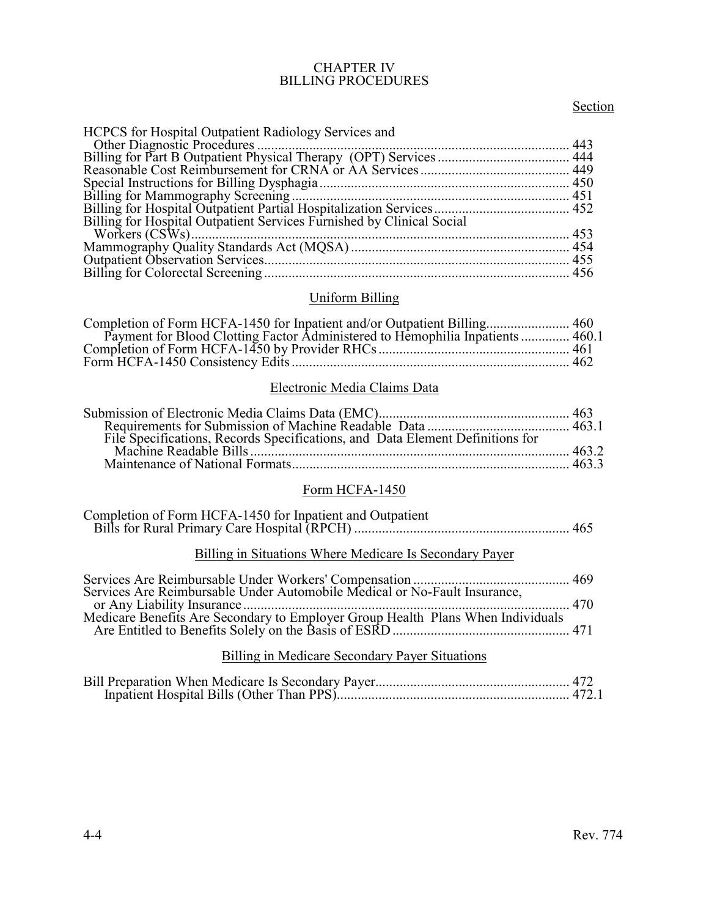CHAPTER IV
BILLING PROCEDURES

| | Section |
|---|---|
| HCPCS for Hospital Outpatient Radiology Services and Other Diagnostic Procedures | 443 |
| Billing for Part B Outpatient Physical Therapy (OPT) Services | 444 |
| Reasonable Cost Reimbursement for CRNA or AA Services | 449 |
| Special Instructions for Billing Dysphagia | 450 |
| Billing for Mammography Screening | 451 |
| Billing for Hospital Outpatient Partial Hospitalization Services | 452 |
| Billing for Hospital Outpatient Services Furnished by Clinical Social Workers (CSWs) | 453 |
| Mammography Quality Standards Act (MQSA) | 454 |
| Outpatient Observation Services | 455 |
| Billing for Colorectal Screening | 456 |

## Uniform Billing

| | |
|---|---|
| Completion of Form HCFA-1450 for Inpatient and/or Outpatient Billing | 460 |
| Payment for Blood Clotting Factor Administered to Hemophilia Inpatients | 460.1 |
| Completion of Form HCFA-1450 by Provider RHCs | 461 |
| Form HCFA-1450 Consistency Edits | 462 |

## Electronic Media Claims Data

| | |
|---|---|
| Submission of Electronic Media Claims Data (EMC) | 463 |
| Requirements for Submission of Machine Readable Data | 463.1 |
| File Specifications, Records Specifications, and Data Element Definitions for Machine Readable Bills | 463.2 |
| Maintenance of National Formats | 463.3 |

## Form HCFA-1450

| | |
|---|---|
| Completion of Form HCFA-1450 for Inpatient and Outpatient Bills for Rural Primary Care Hospital (RPCH) | 465 |

## Billing in Situations Where Medicare Is Secondary Payer

| | |
|---|---|
| Services Are Reimbursable Under Workers' Compensation | 469 |
| Services Are Reimbursable Under Automobile Medical or No-Fault Insurance, or Any Liability Insurance | 470 |
| Medicare Benefits Are Secondary to Employer Group Health Plans When Individuals Are Entitled to Benefits Solely on the Basis of ESRD | 471 |

## Billing in Medicare Secondary Payer Situations

| | |
|---|---|
| Bill Preparation When Medicare Is Secondary Payer | 472 |
| Inpatient Hospital Bills (Other Than PPS) | 472.1 |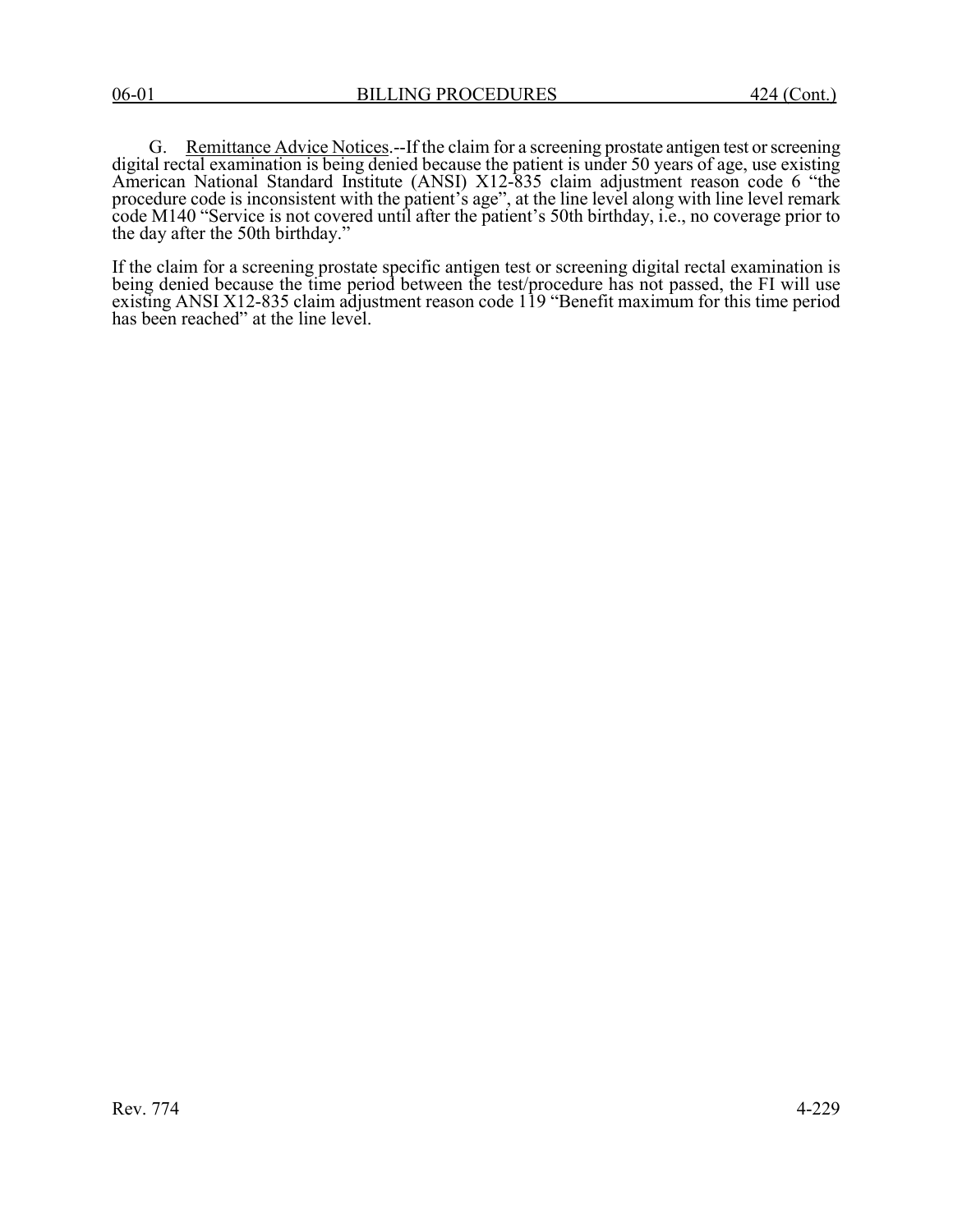G. Remittance Advice Notices.--If the claim for a screening prostate antigen test or screening digital rectal examination is being denied because the patient is under 50 years of age, use existing American National Standard Institute (ANSI) X12-835 claim adjustment reason code 6 "the procedure code is inconsistent with the patient's age", at the line level along with line level remark code M140 "Service is not covered until after the patient's 50th birthday, i.e., no coverage prior to the day after the 50th birthday."

If the claim for a screening prostate specific antigen test or screening digital rectal examination is being denied because the time period between the test/procedure has not passed, the FI will use existing ANSI X12-835 claim adjustment reason code 119 "Benefit maximum for this time period has been reached" at the line level.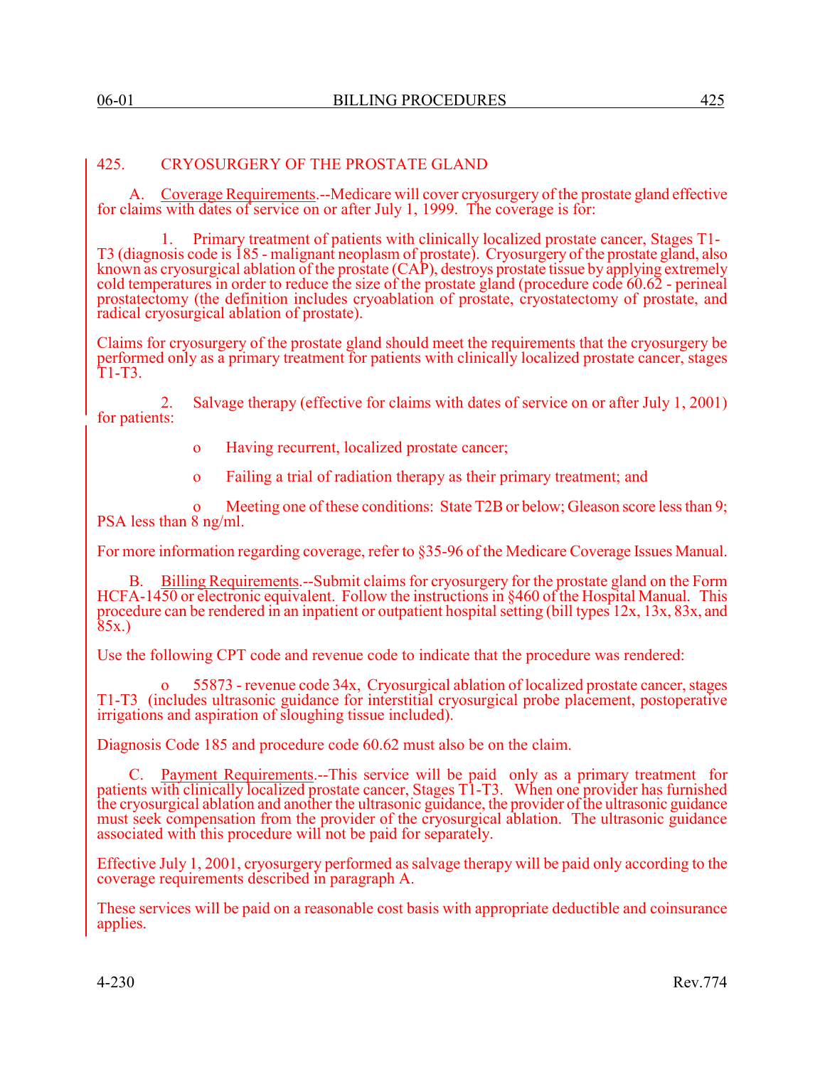## 425. CRYOSURGERY OF THE PROSTATE GLAND

A. Coverage Requirements.--Medicare will cover cryosurgery of the prostate gland effective for claims with dates of service on or after July 1, 1999. The coverage is for:

1. Primary treatment of patients with clinically localized prostate cancer, Stages T1-T3 (diagnosis code is 185 - malignant neoplasm of prostate). Cryosurgery of the prostate gland, also known as cryosurgical ablation of the prostate (CAP), destroys prostate tissue by applying extremely cold temperatures in order to reduce the size of the prostate gland (procedure code 60.62 - perineal prostatectomy (the definition includes cryoablation of prostate, cryostatectomy of prostate, and radical cryosurgical ablation of prostate).

Claims for cryosurgery of the prostate gland should meet the requirements that the cryosurgery be performed only as a primary treatment for patients with clinically localized prostate cancer, stages T1-T3.

2. Salvage therapy (effective for claims with dates of service on or after July 1, 2001) for patients:

- Having recurrent, localized prostate cancer;
- Failing a trial of radiation therapy as their primary treatment; and
- Meeting one of these conditions: State T2B or below; Gleason score less than 9; PSA less than 8 ng/ml.

For more information regarding coverage, refer to §35-96 of the Medicare Coverage Issues Manual.

B. Billing Requirements.--Submit claims for cryosurgery for the prostate gland on the Form HCFA-1450 or electronic equivalent. Follow the instructions in §460 of the Hospital Manual. This procedure can be rendered in an inpatient or outpatient hospital setting (bill types 12x, 13x, 83x, and 85x.)

Use the following CPT code and revenue code to indicate that the procedure was rendered:

- 55873 - revenue code 34x, Cryosurgical ablation of localized prostate cancer, stages T1-T3 (includes ultrasonic guidance for interstitial cryosurgical probe placement, postoperative irrigations and aspiration of sloughing tissue included).

Diagnosis Code 185 and procedure code 60.62 must also be on the claim.

C. Payment Requirements.--This service will be paid only as a primary treatment for patients with clinically localized prostate cancer, Stages T1-T3. When one provider has furnished the cryosurgical ablation and another the ultrasonic guidance, the provider of the ultrasonic guidance must seek compensation from the provider of the cryosurgical ablation. The ultrasonic guidance associated with this procedure will not be paid for separately.

Effective July 1, 2001, cryosurgery performed as salvage therapy will be paid only according to the coverage requirements described in paragraph A.

These services will be paid on a reasonable cost basis with appropriate deductible and coinsurance applies.